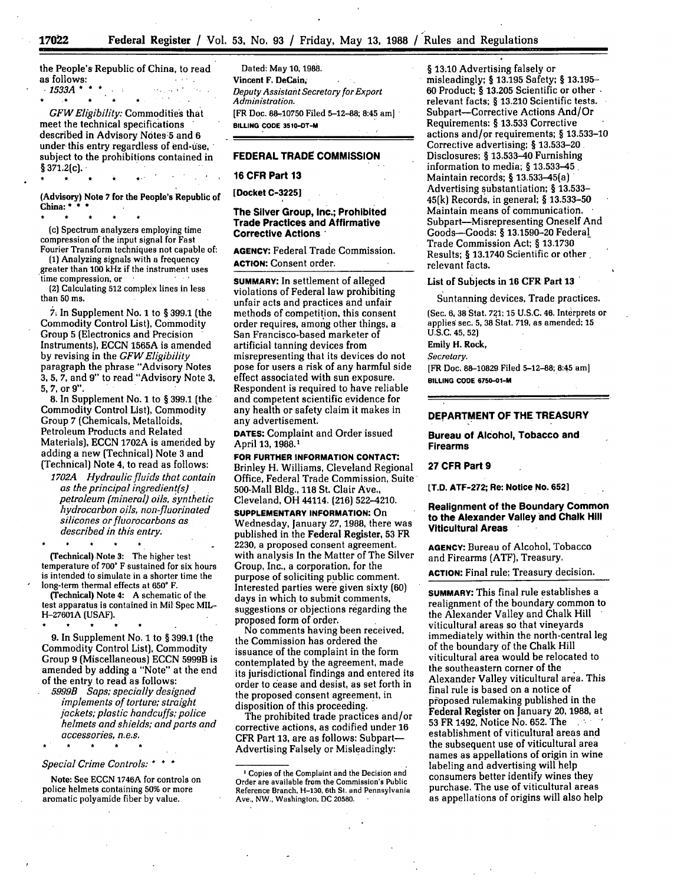the People's Republic of China, to read as follows:

*1533A* * * *

* * * * *

*GFW Eligibility:* Commodities that meet the technical specifications described in Advisory Notes 5 and 6 under this entry regardless of end-use, subject to the prohibitions contained in § 371.2(c).

* * * * *

**(Advisory) Note 7 for the People's Republic of China:** * * *

* * * * *

(c) Spectrum analyzers employing time compression of the input signal for Fast Fourier Transform techniques not capable of:

(1) Analyzing signals with a frequency greater than 100 kHz if the instrument uses time compression, or

(2) Calculating 512 complex lines in less than 50 ms.

7. In Supplement No. 1 to § 399.1 (the Commodity Control List), Commodity Group 5 (Electronics and Precision Instruments), ECCN 1565A is amended by revising in the *GFW Eligibility* paragraph the phrase "Advisory Notes 3, 5, 7, and 9" to read "Advisory Note 3, 5, 7, or 9".

8. In Supplement No. 1 to § 399.1 (the Commodity Control List), Commodity Group 7 (Chemicals, Metalloids, Petroleum Products and Related Materials), ECCN 1702A is amended by adding a new (Technical) Note 3 and (Technical) Note 4, to read as follows:

*1702A Hydraulic fluids that contain as the principal ingredient(s) petroleum (mineral) oils, synthetic hydrocarbon oils, non-fluorinated silicones or fluorocarbons as described in this entry.*

* * * * *

**(Technical) Note 3:** The higher test temperature of 700° F sustained for six hours is intended to simulate in a shorter time the long-term thermal effects at 650° F.

**(Technical) Note 4:** A schematic of the test apparatus is contained in Mil Spec MIL-H-27601A (USAF).

* * * * *

9. In Supplement No. 1 to § 399.1 (the Commodity Control List), Commodity Group 9 (Miscellaneous) ECCN 5999B is amended by adding a "Note" at the end of the entry to read as follows:

*5999B Saps; specially designed implements of torture; straight jackets; plastic handcuffs; police helmets and shields; and parts and accessories, n.e.s.*

* * * * *

*Special Crime Controls:* * * *

Note: See ECCN 1746A for controls on police helmets containing 50% or more aromatic polyamide fiber by value.

Dated: May 10, 1988.

**Vincent F. DeCain,**

*Deputy Assistant Secretary for Export Administration.*

[FR Doc. 88-10750 Filed 5-12-88; 8:45 am]

**BILLING CODE 3510-DT-M**

## FEDERAL TRADE COMMISSION

### 16 CFR Part 13

**[Docket C-3225]**

### The Silver Group, Inc.; Prohibited Trade Practices and Affirmative Corrective Actions

**AGENCY:** Federal Trade Commission.

**ACTION:** Consent order.

**SUMMARY:** In settlement of alleged violations of Federal law prohibiting unfair acts and practices and unfair methods of competition, this consent order requires, among other things, a San Francisco-based marketer of artificial tanning devices from misrepresenting that its devices do not pose for users a risk of any harmful side effect associated with sun exposure. Respondent is required to have reliable and competent scientific evidence for any health or safety claim it makes in any advertisement.

**DATES:** Complaint and Order issued April 13, 1988.[1]

**FOR FURTHER INFORMATION CONTACT:** Brinley H. Williams, Cleveland Regional Office, Federal Trade Commission, Suite 500-Mall Bldg., 118 St. Clair Ave., Cleveland, OH 44114. (216) 522-4210.

**SUPPLEMENTARY INFORMATION:** On Wednesday, January 27, 1988, there was published in the **Federal Register,** 53 FR 2230, a proposed consent agreement with analysis In the Matter of The Silver Group, Inc., a corporation, for the purpose of soliciting public comment. Interested parties were given sixty (60) days in which to submit comments, suggestions or objections regarding the proposed form of order.

No comments having been received, the Commission has ordered the issuance of the complaint in the form contemplated by the agreement, made its jurisdictional findings and entered its order to cease and desist, as set forth in the proposed consent agreement, in disposition of this proceeding.

The prohibited trade practices and/or corrective actions, as codified under 16 CFR Part 13, are as follows: Subpart—Advertising Falsely or Misleadingly: § 13.10 Advertising falsely or misleadingly; § 13.195 Safety; § 13.195-60 Product; § 13.205 Scientific or other relevant facts; § 13.210 Scientific tests. Subpart—Corrective Actions And/Or Requirements: § 13.533 Corrective actions and/or requirements; § 13.533-10 Corrective advertising; § 13.533-20 Disclosures; § 13.533-40 Furnishing information to media; § 13.533-45 Maintain records; § 13.533-45(a) Advertising substantiation; § 13.533-45(k) Records, in general; § 13.533-50 Maintain means of communication. Subpart—Misrepresenting Oneself And Goods—Goods: § 13.1590-20 Federal Trade Commission Act; § 13.1730 Results; § 13.1740 Scientific or other relevant facts.

**List of Subjects in 16 CFR Part 13**

Suntanning devices, Trade practices.

(Sec. 6, 38 Stat. 721; 15 U.S.C. 46. Interprets or applies sec. 5, 38 Stat. 719, as amended; 15 U.S.C. 45, 52)

**Emily H. Rock,**

*Secretary.*

[FR Doc. 88-10829 Filed 5-12-88; 8:45 am]

**BILLING CODE 6750-01-M**

[1] Copies of the Complaint and the Decision and Order are available from the Commission's Public Reference Branch, H-130, 6th St. and Pennsylvania Ave., NW., Washington, DC 20580.

## DEPARTMENT OF THE TREASURY

### Bureau of Alcohol, Tobacco and Firearms

### 27 CFR Part 9

**[T.D. ATF-272; Re: Notice No. 652]**

### Realignment of the Boundary Common to the Alexander Valley and Chalk Hill Viticultural Areas

**AGENCY:** Bureau of Alcohol, Tobacco and Firearms (ATF), Treasury.

**ACTION:** Final rule; Treasury decision.

**SUMMARY:** This final rule establishes a realignment of the boundary common to the Alexander Valley and Chalk Hill viticultural areas so that vineyards immediately within the north-central leg of the boundary of the Chalk Hill viticultural area would be relocated to the southeastern corner of the Alexander Valley viticultural area. This final rule is based on a notice of proposed rulemaking published in the **Federal Register** on January 20, 1988, at 53 FR 1492, Notice No. 652. The establishment of viticultural areas and the subsequent use of viticultural area names as appellations of origin in wine labeling and advertising will help consumers better identify wines they purchase. The use of viticultural areas as appellations of origins will also help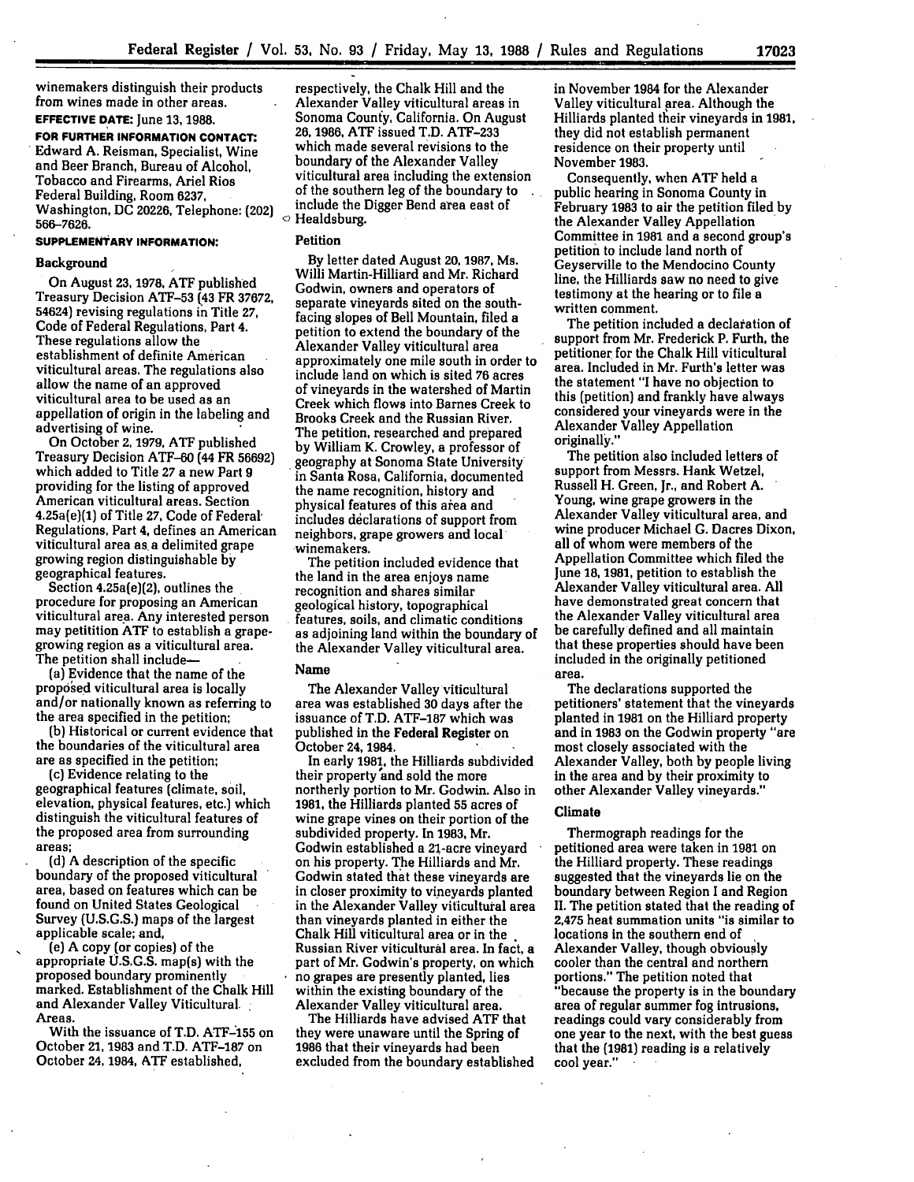winemakers distinguish their products from wines made in other areas.

**EFFECTIVE DATE:** June 13, 1988.

**FOR FURTHER INFORMATION CONTACT:** Edward A. Reisman, Specialist, Wine and Beer Branch, Bureau of Alcohol, Tobacco and Firearms, Ariel Rios Federal Building, Room 6237, Washington, DC 20226, Telephone: (202) 566-7626.

**SUPPLEMENTARY INFORMATION:**

**Background**

On August 23, 1978, ATF published Treasury Decision ATF-53 (43 FR 37672, 54624) revising regulations in Title 27, Code of Federal Regulations, Part 4. These regulations allow the establishment of definite American viticultural areas. The regulations also allow the name of an approved viticultural area to be used as an appellation of origin in the labeling and advertising of wine.

On October 2, 1979, ATF published Treasury Decision ATF-60 (44 FR 56692) which added to Title 27 a new Part 9 providing for the listing of approved American viticultural areas. Section 4.25a(e)(1) of Title 27, Code of Federal Regulations, Part 4, defines an American viticultural area as a delimited grape growing region distinguishable by geographical features.

Section 4.25a(e)(2), outlines the procedure for proposing an American viticultural area. Any interested person may petitition ATF to establish a grape-growing region as a viticultural area. The petition shall include—

(a) Evidence that the name of the proposed viticultural area is locally and/or nationally known as referring to the area specified in the petition;

(b) Historical or current evidence that the boundaries of the viticultural area are as specified in the petition;

(c) Evidence relating to the geographical features (climate, soil, elevation, physical features, etc.) which distinguish the viticultural features of the proposed area from surrounding areas;

(d) A description of the specific boundary of the proposed viticultural area, based on features which can be found on United States Geological Survey (U.S.G.S.) maps of the largest applicable scale; and,

(e) A copy (or copies) of the appropriate U.S.G.S. map(s) with the proposed boundary prominently marked. Establishment of the Chalk Hill and Alexander Valley Viticultural Areas.

With the issuance of T.D. ATF-155 on October 21, 1983 and T.D. ATF-187 on October 24, 1984, ATF established, respectively, the Chalk Hill and the Alexander Valley viticultural areas in Sonoma County, California. On August 26, 1986, ATF issued T.D. ATF-233 which made several revisions to the boundary of the Alexander Valley viticultural area including the extension of the southern leg of the boundary to include the Digger Bend area east of Healdsburg.

**Petition**

By letter dated August 20, 1987, Ms. Willi Martin-Hilliard and Mr. Richard Godwin, owners and operators of separate vineyards sited on the south-facing slopes of Bell Mountain, filed a petition to extend the boundary of the Alexander Valley viticultural area approximately one mile south in order to include land on which is sited 76 acres of vineyards in the watershed of Martin Creek which flows into Barnes Creek to Brooks Creek and the Russian River. The petition, researched and prepared by William K. Crowley, a professor of geography at Sonoma State University in Santa Rosa, California, documented the name recognition, history and physical features of this area and includes declarations of support from neighbors, grape growers and local winemakers.

The petition included evidence that the land in the area enjoys name recognition and shares similar geological history, topographical features, soils, and climatic conditions as adjoining land within the boundary of the Alexander Valley viticultural area.

**Name**

The Alexander Valley viticultural area was established 30 days after the issuance of T.D. ATF-187 which was published in the **Federal Register** on October 24, 1984.

In early 1981, the Hilliards subdivided their property and sold the more northerly portion to Mr. Godwin. Also in 1981, the Hilliards planted 55 acres of wine grape vines on their portion of the subdivided property. In 1983, Mr. Godwin established a 21-acre vineyard on his property. The Hilliards and Mr. Godwin stated that these vineyards are in closer proximity to vineyards planted in the Alexander Valley viticultural area than vineyards planted in either the Chalk Hill viticultural area or in the Russian River viticultural area. In fact, a part of Mr. Godwin's property, on which no grapes are presently planted, lies within the existing boundary of the Alexander Valley viticultural area.

The Hilliards have advised ATF that they were unaware until the Spring of 1986 that their vineyards had been excluded from the boundary established in November 1984 for the Alexander Valley viticultural area. Although the Hilliards planted their vineyards in 1981, they did not establish permanent residence on their property until November 1983.

Consequently, when ATF held a public hearing in Sonoma County in February 1983 to air the petition filed by the Alexander Valley Appellation Committee in 1981 and a second group's petition to include land north of Geyserville to the Mendocino County line, the Hilliards saw no need to give testimony at the hearing or to file a written comment.

The petition included a declaration of support from Mr. Frederick P. Furth, the petitioner for the Chalk Hill viticultural area. Included in Mr. Furth's letter was the statement "I have no objection to this (petition) and frankly have always considered your vineyards were in the Alexander Valley Appellation originally."

The petition also included letters of support from Messrs. Hank Wetzel, Russell H. Green, Jr., and Robert A. Young, wine grape growers in the Alexander Valley viticultural area, and wine producer Michael G. Dacres Dixon, all of whom were members of the Appellation Committee which filed the June 18, 1981, petition to establish the Alexander Valley viticultural area. All have demonstrated great concern that the Alexander Valley viticultural area be carefully defined and all maintain that these properties should have been included in the originally petitioned area.

The declarations supported the petitioners' statement that the vineyards planted in 1981 on the Hilliard property and in 1983 on the Godwin property "are most closely associated with the Alexander Valley, both by people living in the area and by their proximity to other Alexander Valley vineyards."

**Climate**

Thermograph readings for the petitioned area were taken in 1981 on the Hilliard property. These readings suggested that the vineyards lie on the boundary between Region I and Region II. The petition stated that the reading of 2,475 heat summation units "is similar to locations in the southern end of Alexander Valley, though obviously cooler than the central and northern portions." The petition noted that "because the property is in the boundary area of regular summer fog intrusions, readings could vary considerably from one year to the next, with the best guess that the (1981) reading is a relatively cool year."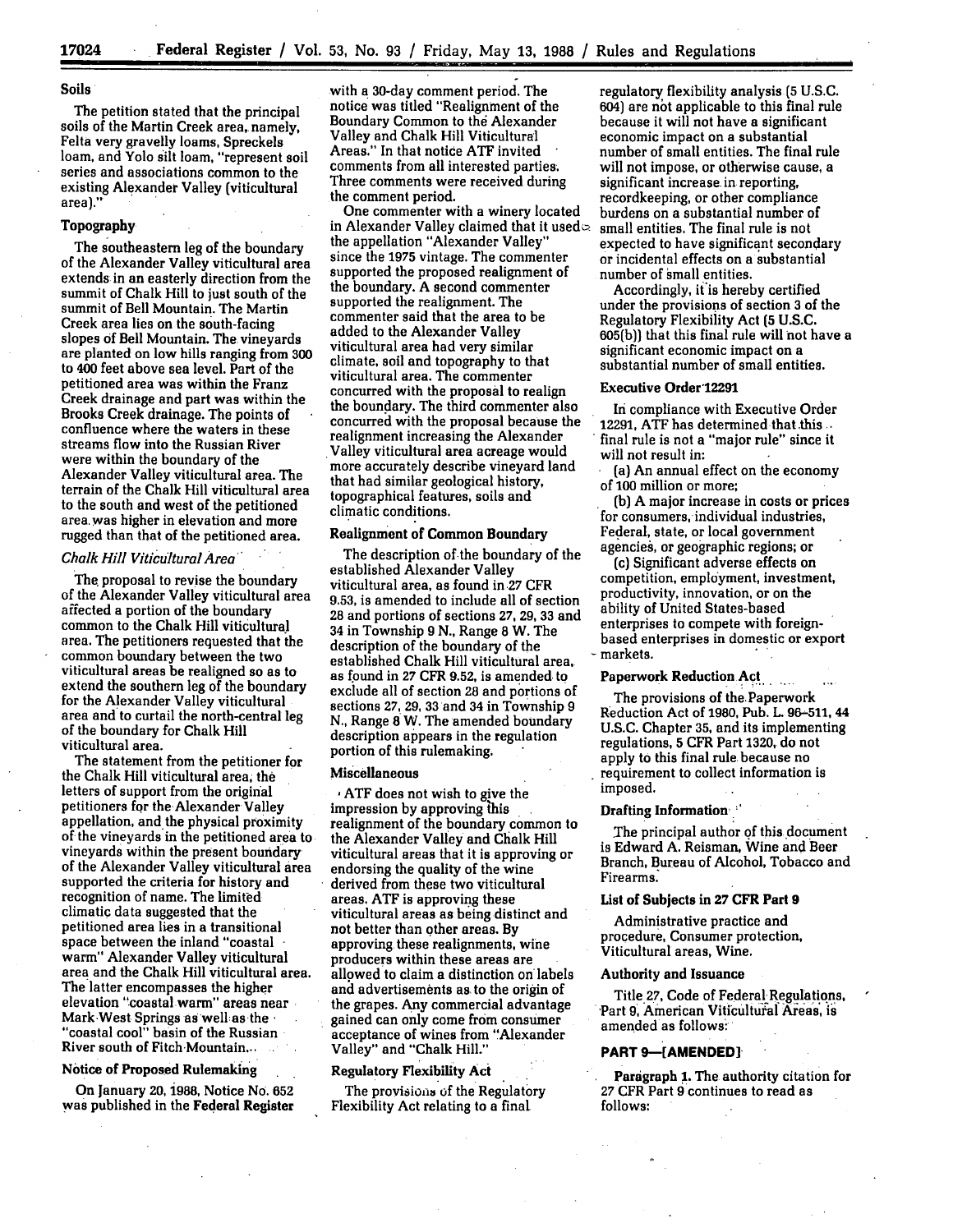### Soils

The petition stated that the principal soils of the Martin Creek area, namely, Felta very gravelly loams, Spreckels loam, and Yolo silt loam, "represent soil series and associations common to the existing Alexander Valley (viticultural area)."

### Topography

The southeastern leg of the boundary of the Alexander Valley viticultural area extends in an easterly direction from the summit of Chalk Hill to just south of the summit of Bell Mountain. The Martin Creek area lies on the south-facing slopes of Bell Mountain. The vineyards are planted on low hills ranging from 300 to 400 feet above sea level. Part of the petitioned area was within the Franz Creek drainage and part was within the Brooks Creek drainage. The points of confluence where the waters in these streams flow into the Russian River were within the boundary of the Alexander Valley viticultural area. The terrain of the Chalk Hill viticultural area to the south and west of the petitioned area was higher in elevation and more rugged than that of the petitioned area.

### *Chalk Hill Viticultural Area*

The proposal to revise the boundary of the Alexander Valley viticultural area affected a portion of the boundary common to the Chalk Hill viticultural area. The petitioners requested that the common boundary between the two viticultural areas be realigned so as to extend the southern leg of the boundary for the Alexander Valley viticultural area and to curtail the north-central leg of the boundary for Chalk Hill viticultural area.

The statement from the petitioner for the Chalk Hill viticultural area, the letters of support from the original petitioners for the Alexander Valley appellation, and the physical proximity of the vineyards in the petitioned area to vineyards within the present boundary of the Alexander Valley viticultural area supported the criteria for history and recognition of name. The limited climatic data suggested that the petitioned area lies in a transitional space between the inland "coastal warm" Alexander Valley viticultural area and the Chalk Hill viticultural area. The latter encompasses the higher elevation "coastal warm" areas near Mark West Springs as well as the "coastal cool" basin of the Russian River south of Fitch Mountain.

### Notice of Proposed Rulemaking

On January 20, 1988, Notice No. 652 was published in the **Federal Register** with a 30-day comment period. The notice was titled "Realignment of the Boundary Common to the Alexander Valley and Chalk Hill Viticultural Areas." In that notice ATF invited comments from all interested parties. Three comments were received during the comment period.

One commenter with a winery located in Alexander Valley claimed that it used the appellation "Alexander Valley" since the 1975 vintage. The commenter supported the proposed realignment of the boundary. A second commenter supported the realignment. The commenter said that the area to be added to the Alexander Valley viticultural area had very similar climate, soil and topography to that viticultural area. The commenter concurred with the proposal to realign the boundary. The third commenter also concurred with the proposal because the realignment increasing the Alexander Valley viticultural area acreage would more accurately describe vineyard land that had similar geological history, topographical features, soils and climatic conditions.

### Realignment of Common Boundary

The description of the boundary of the established Alexander Valley viticultural area, as found in 27 CFR 9.53, is amended to include all of section 28 and portions of sections 27, 29, 33 and 34 in Township 9 N., Range 8 W. The description of the boundary of the established Chalk Hill viticultural area, as found in 27 CFR 9.52, is amended to exclude all of section 28 and portions of sections 27, 29, 33 and 34 in Township 9 N., Range 8 W. The amended boundary description appears in the regulation portion of this rulemaking.

### Miscellaneous

ATF does not wish to give the impression by approving this realignment of the boundary common to the Alexander Valley and Chalk Hill viticultural areas that it is approving or endorsing the quality of the wine derived from these two viticultural areas. ATF is approving these viticultural areas as being distinct and not better than other areas. By approving these realignments, wine producers within these areas are allowed to claim a distinction on labels and advertisements as to the origin of the grapes. Any commercial advantage gained can only come from consumer acceptance of wines from "Alexander Valley" and "Chalk Hill."

### Regulatory Flexibility Act

The provisions of the Regulatory Flexibility Act relating to a final regulatory flexibility analysis (5 U.S.C. 604) are not applicable to this final rule because it will not have a significant economic impact on a substantial number of small entities. The final rule will not impose, or otherwise cause, a significant increase in reporting, recordkeeping, or other compliance burdens on a substantial number of small entities. The final rule is not expected to have significant secondary or incidental effects on a substantial number of small entities.

Accordingly, it is hereby certified under the provisions of section 3 of the Regulatory Flexibility Act (5 U.S.C. 605(b)) that this final rule will not have a significant economic impact on a substantial number of small entities.

### Executive Order 12291

In compliance with Executive Order 12291, ATF has determined that this final rule is not a "major rule" since it will not result in:

(a) An annual effect on the economy of 100 million or more;

(b) A major increase in costs or prices for consumers, individual industries, Federal, state, or local government agencies, or geographic regions; or

(c) Significant adverse effects on competition, employment, investment, productivity, innovation, or on the ability of United States-based enterprises to compete with foreign-based enterprises in domestic or export markets.

### Paperwork Reduction Act

The provisions of the Paperwork Reduction Act of 1980, Pub. L. 96–511, 44 U.S.C. Chapter 35, and its implementing regulations, 5 CFR Part 1320, do not apply to this final rule because no requirement to collect information is imposed.

### Drafting Information

The principal author of this document is Edward A. Reisman, Wine and Beer Branch, Bureau of Alcohol, Tobacco and Firearms.

### List of Subjects in 27 CFR Part 9

Administrative practice and procedure, Consumer protection, Viticultural areas, Wine.

### Authority and Issuance

Title 27, Code of Federal Regulations, Part 9, American Viticultural Areas, is amended as follows:

## PART 9—[AMENDED]

**Paragraph 1.** The authority citation for 27 CFR Part 9 continues to read as follows: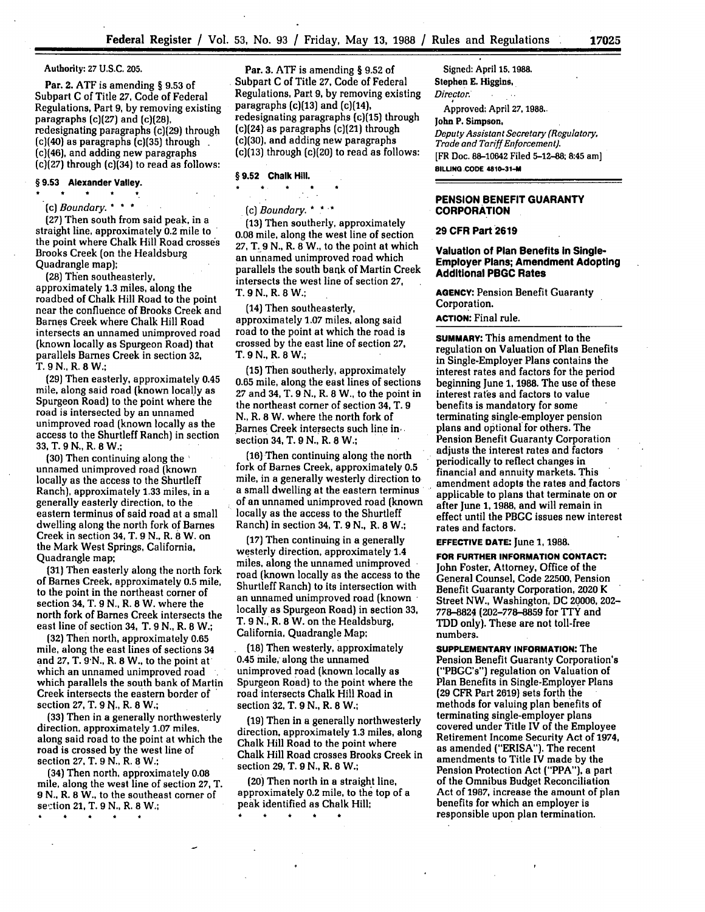Authority: 27 U.S.C. 205.

**Par. 2.** ATF is amending § 9.53 of Subpart C of Title 27, Code of Federal Regulations, Part 9, by removing existing paragraphs (c)(27) and (c)(28), redesignating paragraphs (c)(29) through (c)(40) as paragraphs (c)(35) through (c)(46), and adding new paragraphs (c)(27) through (c)(34) to read as follows:

**§ 9.53 Alexander Valley.**

\* \* \* \* \*

(c) *Boundary.* \* \* \*

(27) Then south from said peak, in a straight line, approximately 0.2 mile to the point where Chalk Hill Road crosses Brooks Creek (on the Healdsburg Quadrangle map);

(28) Then southeasterly, approximately 1.3 miles, along the roadbed of Chalk Hill Road to the point near the confluence of Brooks Creek and Barnes Creek where Chalk Hill Road intersects an unnamed unimproved road (known locally as Spurgeon Road) that parallels Barnes Creek in section 32, T. 9 N., R. 8 W.;

(29) Then easterly, approximately 0.45 mile, along said road (known locally as Spurgeon Road) to the point where the road is intersected by an unnamed unimproved road (known locally as the access to the Shurtleff Ranch) in section 33, T. 9 N., R. 8 W.;

(30) Then continuing along the unnamed unimproved road (known locally as the access to the Shurtleff Ranch), approximately 1.33 miles, in a generally easterly direction, to the eastern terminus of said road at a small dwelling along the north fork of Barnes Creek in section 34, T. 9 N., R. 8 W. on the Mark West Springs, California, Quadrangle map;

(31) Then easterly along the north fork of Barnes Creek, approximately 0.5 mile, to the point in the northeast corner of section 34, T. 9 N., R. 8 W. where the north fork of Barnes Creek intersects the east line of section 34, T. 9 N., R. 8 W.;

(32) Then north, approximately 0.65 mile, along the east lines of sections 34 and 27, T. 9 N., R. 8 W., to the point at which an unnamed unimproved road which parallels the south bank of Martin Creek intersects the eastern border of section 27, T. 9 N., R. 8 W.;

(33) Then in a generally northwesterly direction, approximately 1.07 miles, along said road to the point at which the road is crossed by the west line of section 27, T. 9 N., R. 8 W.;

(34) Then north, approximately 0.08 mile, along the west line of section 27, T. 9 N., R. 8 W., to the southeast corner of section 21, T. 9 N., R. 8 W.;

\* \* \* \* \*

**Par. 3.** ATF is amending § 9.52 of Subpart C of Title 27, Code of Federal Regulations, Part 9, by removing existing paragraphs (c)(13) and (c)(14), redesignating paragraphs (c)(15) through (c)(24) as paragraphs (c)(21) through (c)(30), and adding new paragraphs (c)(13) through (c)(20) to read as follows:

**§ 9.52 Chalk Hill.**

\* \* \* \* \*

(c) *Boundary.* \* \* \*

(13) Then southerly, approximately 0.08 mile, along the west line of section 27, T. 9 N., R. 8 W., to the point at which an unnamed unimproved road which parallels the south bank of Martin Creek intersects the west line of section 27, T. 9 N., R. 8 W.;

(14) Then southeasterly, approximately 1.07 miles, along said road to the point at which the road is crossed by the east line of section 27, T. 9 N., R. 8 W.;

(15) Then southerly, approximately 0.65 mile, along the east lines of sections 27 and 34, T. 9 N., R. 8 W., to the point in the northeast corner of section 34, T. 9 N., R. 8 W. where the north fork of Barnes Creek intersects such line in section 34, T. 9 N., R. 8 W.;

(16) Then continuing along the north fork of Barnes Creek, approximately 0.5 mile, in a generally westerly direction to a small dwelling at the eastern terminus of an unnamed unimproved road (known locally as the access to the Shurtleff Ranch) in section 34, T. 9 N., R. 8 W.;

(17) Then continuing in a generally westerly direction, approximately 1.4 miles, along the unnamed unimproved road (known locally as the access to the Shurtleff Ranch) to its intersection with an unnamed unimproved road (known locally as Spurgeon Road) in section 33, T. 9 N., R. 8 W. on the Healdsburg, California, Quadrangle Map;

(18) Then westerly, approximately 0.45 mile, along the unnamed unimproved road (known locally as Spurgeon Road) to the point where the road intersects Chalk Hill Road in section 32, T. 9 N., R. 8 W.;

(19) Then in a generally northwesterly direction, approximately 1.3 miles, along Chalk Hill Road to the point where Chalk Hill Road crosses Brooks Creek in section 29, T. 9 N., R. 8 W.;

(20) Then north in a straight line, approximately 0.2 mile, to the top of a peak identified as Chalk Hill;

\* \* \* \* \*

Signed: April 15, 1988.

**Stephen E. Higgins,**

*Director.*

Approved: April 27, 1988.

**John P. Simpson,**

*Deputy Assistant Secretary (Regulatory, Trade and Tariff Enforcement).*

[FR Doc. 88-10642 Filed 5-12-88; 8:45 am]

**BILLING CODE 4810-31-M**

## PENSION BENEFIT GUARANTY CORPORATION

### 29 CFR Part 2619

### Valuation of Plan Benefits in Single-Employer Plans; Amendment Adopting Additional PBGC Rates

**AGENCY:** Pension Benefit Guaranty Corporation.

**ACTION:** Final rule.

**SUMMARY:** This amendment to the regulation on Valuation of Plan Benefits in Single-Employer Plans contains the interest rates and factors for the period beginning June 1, 1988. The use of these interest rates and factors to value benefits is mandatory for some terminating single-employer pension plans and optional for others. The Pension Benefit Guaranty Corporation adjusts the interest rates and factors periodically to reflect changes in financial and annuity markets. This amendment adopts the rates and factors applicable to plans that terminate on or after June 1, 1988, and will remain in effect until the PBGC issues new interest rates and factors.

**EFFECTIVE DATE:** June 1, 1988.

**FOR FURTHER INFORMATION CONTACT:** John Foster, Attorney, Office of the General Counsel, Code 22500, Pension Benefit Guaranty Corporation, 2020 K Street NW., Washington, DC 20006, 202-778-8824 (202-778-8859 for TTY and TDD only). These are not toll-free numbers.

**SUPPLEMENTARY INFORMATION:** The Pension Benefit Guaranty Corporation's ("PBGC's") regulation on Valuation of Plan Benefits in Single-Employer Plans (29 CFR Part 2619) sets forth the methods for valuing plan benefits of terminating single-employer plans covered under Title IV of the Employee Retirement Income Security Act of 1974, as amended ("ERISA"). The recent amendments to Title IV made by the Pension Protection Act ("PPA"), a part of the Omnibus Budget Reconciliation Act of 1987, increase the amount of plan benefits for which an employer is responsible upon plan termination.